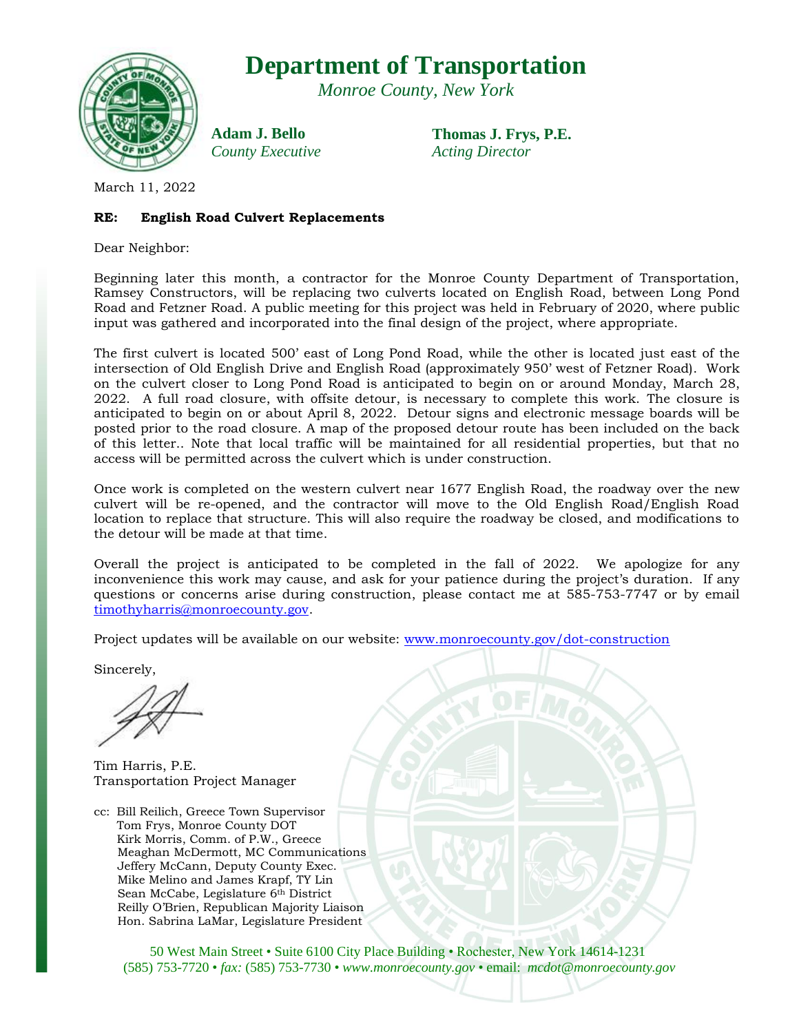# Department of Transportation

*Monroe County, New York*

**Adam J. Bello**
*County Executive*

**Thomas J. Frys, P.E.**
*Acting Director*

March 11, 2022

**RE: English Road Culvert Replacements**

Dear Neighbor:

Beginning later this month, a contractor for the Monroe County Department of Transportation, Ramsey Constructors, will be replacing two culverts located on English Road, between Long Pond Road and Fetzner Road. A public meeting for this project was held in February of 2020, where public input was gathered and incorporated into the final design of the project, where appropriate.

The first culvert is located 500' east of Long Pond Road, while the other is located just east of the intersection of Old English Drive and English Road (approximately 950' west of Fetzner Road). Work on the culvert closer to Long Pond Road is anticipated to begin on or around Monday, March 28, 2022. A full road closure, with offsite detour, is necessary to complete this work. The closure is anticipated to begin on or about April 8, 2022. Detour signs and electronic message boards will be posted prior to the road closure. A map of the proposed detour route has been included on the back of this letter.. Note that local traffic will be maintained for all residential properties, but that no access will be permitted across the culvert which is under construction.

Once work is completed on the western culvert near 1677 English Road, the roadway over the new culvert will be re-opened, and the contractor will move to the Old English Road/English Road location to replace that structure. This will also require the roadway be closed, and modifications to the detour will be made at that time.

Overall the project is anticipated to be completed in the fall of 2022. We apologize for any inconvenience this work may cause, and ask for your patience during the project's duration. If any questions or concerns arise during construction, please contact me at 585-753-7747 or by email timothyharris@monroecounty.gov.

Project updates will be available on our website: www.monroecounty.gov/dot-construction

Sincerely,

Tim Harris, P.E.
Transportation Project Manager

cc: Bill Reilich, Greece Town Supervisor
Tom Frys, Monroe County DOT
Kirk Morris, Comm. of P.W., Greece
Meaghan McDermott, MC Communications
Jeffery McCann, Deputy County Exec.
Mike Melino and James Krapf, TY Lin
Sean McCabe, Legislature 6th District
Reilly O'Brien, Republican Majority Liaison
Hon. Sabrina LaMar, Legislature President

50 West Main Street • Suite 6100 City Place Building • Rochester, New York 14614-1231
(585) 753-7720 • *fax:* (585) 753-7730 • *www.monroecounty.gov* • email: *mcdot@monroecounty.gov*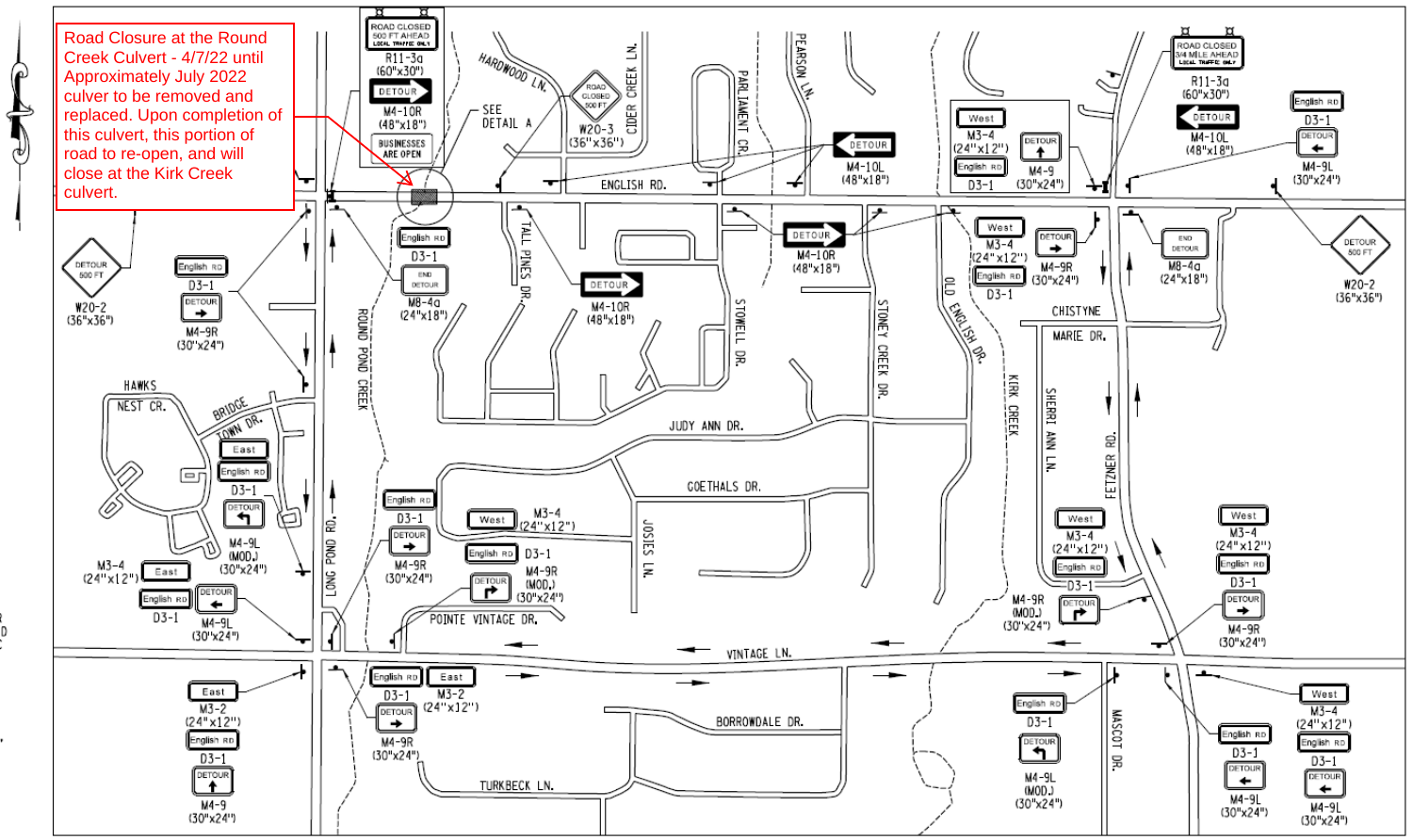Road Closure at the Round Creek Culvert - 4/7/22 until Approximately July 2022 culver to be removed and replaced. Upon completion of this culvert, this portion of road to re-open, and will close at the Kirk Creek culvert.

ROAD CLOSED 500 FT AHEAD LOCAL TRAFFIC ONLY
R11-3a
(60"x30")

DETOUR
M4-10R
(48"x18")

BUSINESSES ARE OPEN

SEE DETAIL A

ROAD CLOSED 500 FT
W20-3
(36"x36")

HARDWOOD LN.

CIDER CREEK LN.

PARLIAMENT CR.

PEARSON LN.

DETOUR
M4-10L
(48"x18")

West
M3-4
(24"x12")
English RD
D3-1

DETOUR
M4-9
(30"x24")

ROAD CLOSED 3/4 MILE AHEAD LOCAL TRAFFIC ONLY
R11-3a
(60"x30")

DETOUR
M4-10L
(48"x18")

English RD
D3-1
DETOUR
M4-9L
(30"x24")

ENGLISH RD.

English RD
D3-1

END DETOUR
M8-4a
(24"x18")

TALL PINES DR.

DETOUR
M4-10R
(48"x18")

DETOUR
M4-10R
(48"x18")

West
M3-4
(24"x12")
English RD
D3-1

DETOUR
M4-9R
(30"x24")

END DETOUR
M8-4a
(24"x18")

DETOUR 500 FT
W20-2
(36"x36")

DETOUR 500 FT
W20-2
(36"x36")

English RD
D3-1
DETOUR
M4-9R
(30"x24")

ROUND POND CREEK

STOWELL DR.

STONEY CREEK DR.

OLD ENGLISH DR.

KIRK CREEK

CHISTYNE

MARIE DR.

HAWKS NEST CR.

BRIDGE TOWN DR.

East
English RD
D3-1
DETOUR
M4-9L
(MOD.)
(30"x24")

JUDY ANN DR.

SHERRI ANN LN.

FETZNER RD.

GOETHALS DR.

English RD
D3-1
DETOUR
M4-9R
(30"x24")

West
M3-4
(24"x12")

English RD
D3-1
DETOUR
M4-9R
(MOD.)
(30"x24")

JOSIES LN.

West
M3-4
(24"x12")
English RD
D3-1

DETOUR
M4-9R
(MOD.)
(30"x24")

West
M3-4
(24"x12")
English RD
D3-1
DETOUR
M4-9R
(30"x24")

M3-4
(24"x12")
East
English RD
D3-1
DETOUR
M4-9L
(30"x24")

LONG POND RD.

POINTE VINTAGE DR.

VINTAGE LN.

East
M3-2
(24"x12")
English RD
D3-1
DETOUR
M4-9
(30"x24")

English RD
D3-1
East
M3-2
(24"x12")
DETOUR
M4-9R
(30"x24")

BORROWDALE DR.

TURKBECK LN.

English RD
D3-1
DETOUR
M4-9L
(MOD.)
(30"x24")

MASCOT DR.

English RD
D3-1
DETOUR
M4-9L
(30"x24")

West
M3-4
(24"x12")
English RD
D3-1
DETOUR
M4-9L
(30"x24")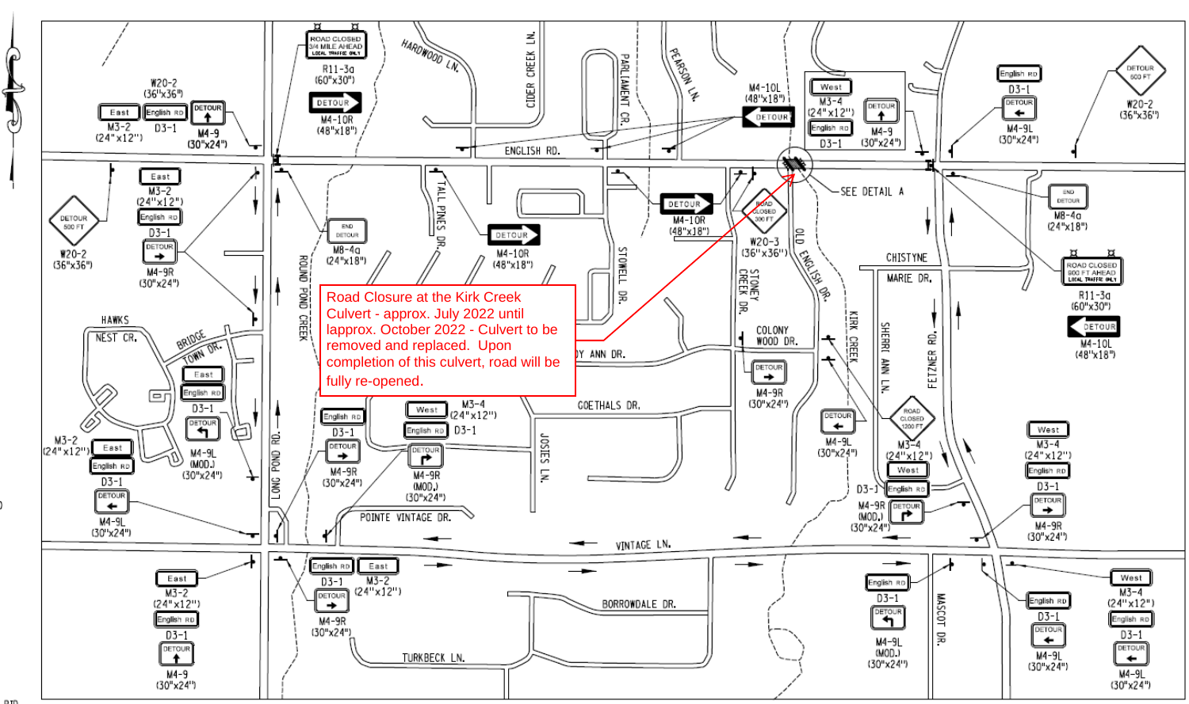Road Closure at the Kirk Creek Culvert - approx. July 2022 until lapprox. October 2022 - Culvert to be removed and replaced. Upon completion of this culvert, road will be fully re-opened.

SEE DETAIL A

ENGLISH RD.
HARDWOOD LN.
CIDER CREEK LN.
PARLIAMENT CR.
PEARSON LN.
TALL PINES DR.
STOWELL DR.
STONEY CREEK DR.
OLD ENGLISH DR.
COLONY WOOD DR.
KIRK CREEK
SHERRI ANN LN.
FETZNER RD.
CHISTYNE
MARIE DR.
HAWKS NEST CR.
BRIDGE TOWN DR.
ROUND POND CREEK
LONG POND RD.
DY ANN DR.
GOETHALS DR.
JOSIES LN.
POINTE VINTAGE DR.
VINTAGE LN.
BORROWDALE DR.
TURKBECK LN.
MASCOT DR.

ROAD CLOSED 3/4 MILE AHEAD LOCAL TRAFFIC ONLY
R11-3a (60"x30")

DETOUR
M4-10R (48"x18")

W20-2 (36"x36")

East
M3-2 (24"x12")

English RD
D3-1

DETOUR
M4-9 (30"x24")

DETOUR
M4-10L (48"x18")

West
M3-4 (24"x12")

English RD
D3-1

DETOUR
M4-9 (30"x24")

English RD
D3-1

DETOUR
M4-9L (30"x24")

DETOUR 500 FT
W20-2 (36"x36")

East
M3-2 (24"x12")

English RD
D3-1

DETOUR
M4-9R (30"x24")

DETOUR 500 FT
W20-2 (36"x36")

END DETOUR
M8-4a (24"x18")

DETOUR
M4-10R (48"x18")

DETOUR
M4-10R (48"x18")

ROAD CLOSED 300 FT
W20-3 (36"x36")

END DETOUR
M8-4a (24"x18")

ROAD CLOSED 800 FT AHEAD LOCAL TRAFFIC ONLY
R11-3a (60"x30")

DETOUR
M4-10L (48"x18")

East
English RD
D3-1

DETOUR
M4-9L (MOD.) (30"x24")

East
M3-2 (24"x12")

English RD
D3-1

DETOUR
M4-9L (30"x24")

English RD
D3-1

DETOUR
M4-9R (30"x24")

West
M3-4 (24"x12")

English RD
D3-1

DETOUR
M4-9R (MOD.) (30"x24")

DETOUR
M4-9R (30"x24")

DETOUR
M4-9L (30"x24")

ROAD CLOSED 1200 FT

M3-4 (24"x12")
West

English RD
D3-1

DETOUR
M4-9R (MOD.) (30"x24")

West
M3-4 (24"x12")

English RD
D3-1

DETOUR
M4-9R (30"x24")

East
M3-2 (24"x12")

English RD
D3-1

DETOUR
M4-9 (30"x24")

English RD
D3-1

East
M3-2 (24"x12")

DETOUR
M4-9R (30"x24")

English RD
D3-1

DETOUR
M4-9L (MOD.) (30"x24")

English RD
D3-1

DETOUR
M4-9L (30"x24")

West
M3-4 (24"x12")

English RD
D3-1

DETOUR
M4-9L (30"x24")